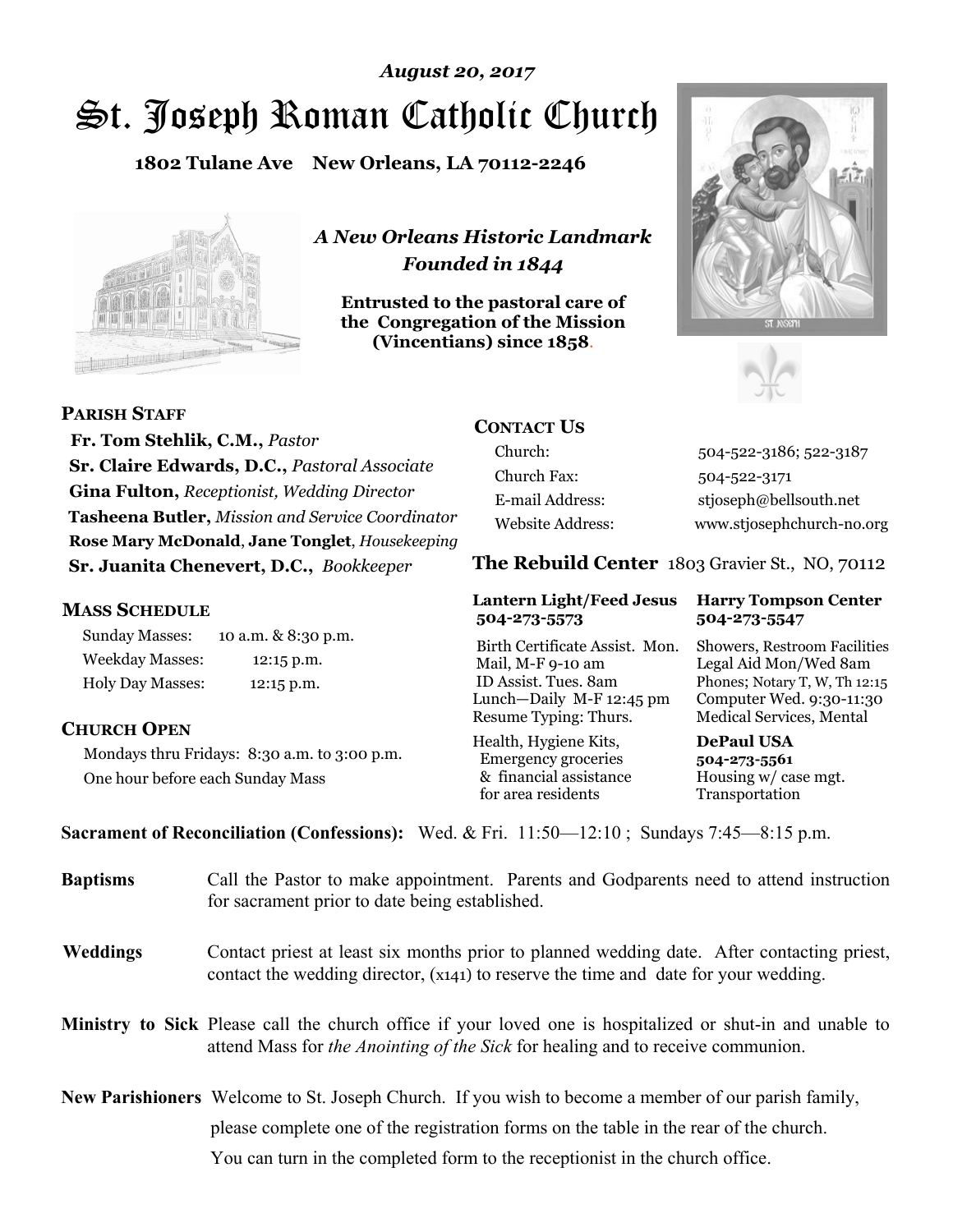*August 20, 2017*

# St. Joseph Roman Catholic Church

**1802 Tulane Ave New Orleans, LA 70112-2246**

*A New Orleans Historic Landmark*
*Founded in 1844*

**Entrusted to the pastoral care of the Congregation of the Mission (Vincentians) since 1858.**

## PARISH STAFF

**Fr. Tom Stehlik, C.M.,** *Pastor*
**Sr. Claire Edwards, D.C.,** *Pastoral Associate*
**Gina Fulton,** *Receptionist, Wedding Director*
**Tasheena Butler,** *Mission and Service Coordinator*
**Rose Mary McDonald**, **Jane Tonglet**, *Housekeeping*
**Sr. Juanita Chenevert, D.C.,** *Bookkeeper*

## MASS SCHEDULE

| | |
|---|---|
| Sunday Masses: | 10 a.m. & 8:30 p.m. |
| Weekday Masses: | 12:15 p.m. |
| Holy Day Masses: | 12:15 p.m. |

## CHURCH OPEN

Mondays thru Fridays: 8:30 a.m. to 3:00 p.m.
One hour before each Sunday Mass

## CONTACT US

| | |
|---|---|
| Church: | 504-522-3186; 522-3187 |
| Church Fax: | 504-522-3171 |
| E-mail Address: | stjoseph@bellsouth.net |
| Website Address: | www.stjosephchurch-no.org |

## The Rebuild Center 1803 Gravier St., NO, 70112

**Lantern Light/Feed Jesus 504-273-5573**
Birth Certificate Assist. Mon.
Mail, M-F 9-10 am
ID Assist. Tues. 8am
Lunch—Daily M-F 12:45 pm
Resume Typing: Thurs.
Health, Hygiene Kits, Emergency groceries & financial assistance for area residents

**Harry Tompson Center 504-273-5547**
Showers, Restroom Facilities
Legal Aid Mon/Wed 8am
Phones; Notary T, W, Th 12:15
Computer Wed. 9:30-11:30
Medical Services, Mental

**DePaul USA 504-273-5561**
Housing w/ case mgt.
Transportation

**Sacrament of Reconciliation (Confessions):** Wed. & Fri. 11:50—12:10 ; Sundays 7:45—8:15 p.m.

**Baptisms** Call the Pastor to make appointment. Parents and Godparents need to attend instruction for sacrament prior to date being established.

**Weddings** Contact priest at least six months prior to planned wedding date. After contacting priest, contact the wedding director, (x141) to reserve the time and date for your wedding.

**Ministry to Sick** Please call the church office if your loved one is hospitalized or shut-in and unable to attend Mass for *the Anointing of the Sick* for healing and to receive communion.

**New Parishioners** Welcome to St. Joseph Church. If you wish to become a member of our parish family, please complete one of the registration forms on the table in the rear of the church. You can turn in the completed form to the receptionist in the church office.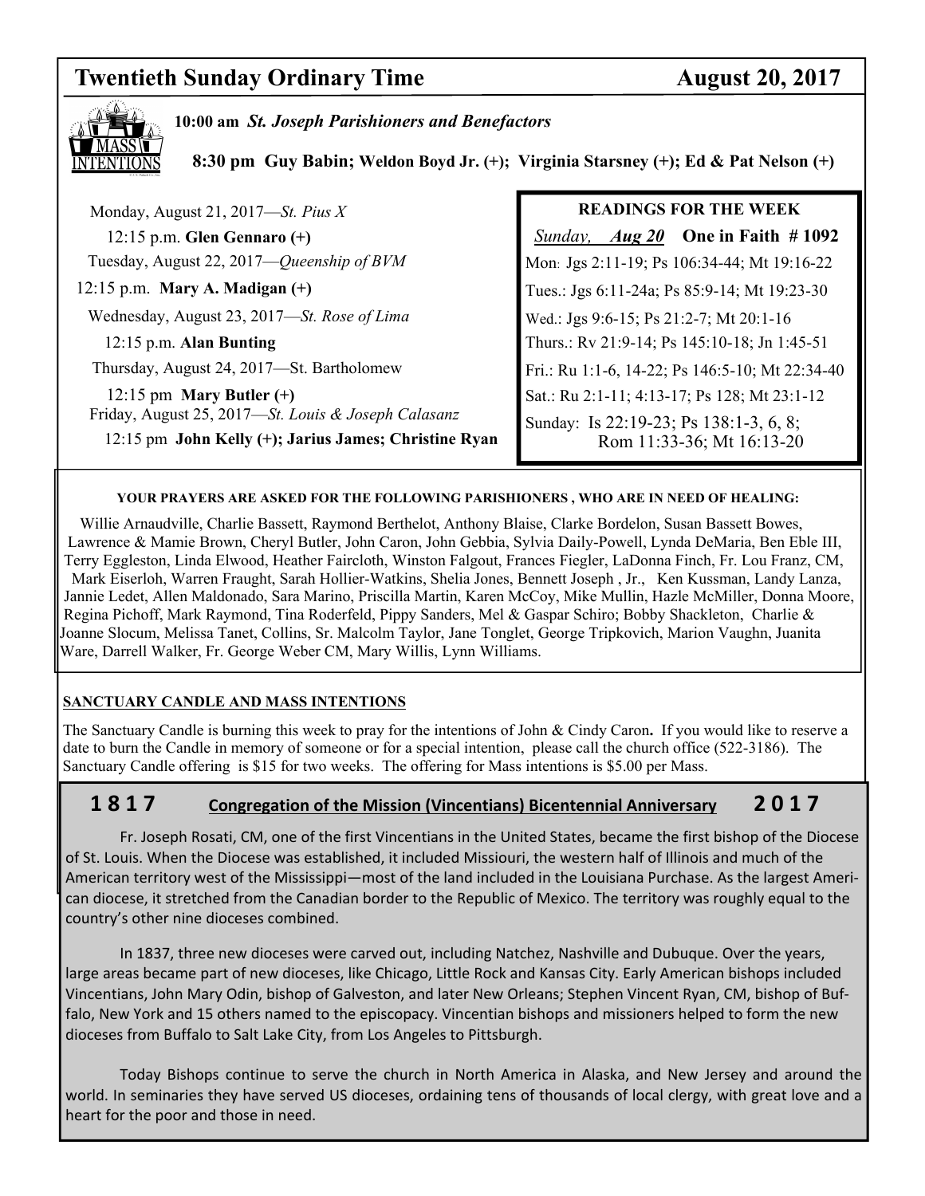# Twentieth Sunday Ordinary Time — August 20, 2017

**10:00 am** ***St. Joseph Parishioners and Benefactors***

**8:30 pm Guy Babin; Weldon Boyd Jr. (+); Virginia Starsney (+); Ed & Pat Nelson (+)**

Monday, August 21, 2017—*St. Pius X*

12:15 p.m. **Glen Gennaro (+)**

Tuesday, August 22, 2017—*Queenship of BVM*

12:15 p.m. **Mary A. Madigan (+)**

Wednesday, August 23, 2017—*St. Rose of Lima*

12:15 p.m. **Alan Bunting**

Thursday, August 24, 2017—St. Bartholomew

12:15 pm **Mary Butler (+)**

Friday, August 25, 2017—*St. Louis & Joseph Calasanz*

12:15 pm **John Kelly (+); Jarius James; Christine Ryan**

### READINGS FOR THE WEEK

*Sunday,* ***Aug 20*** **One in Faith # 1092**

Mon: Jgs 2:11-19; Ps 106:34-44; Mt 19:16-22

Tues.: Jgs 6:11-24a; Ps 85:9-14; Mt 19:23-30

Wed.: Jgs 9:6-15; Ps 21:2-7; Mt 20:1-16

Thurs.: Rv 21:9-14; Ps 145:10-18; Jn 1:45-51

Fri.: Ru 1:1-6, 14-22; Ps 146:5-10; Mt 22:34-40

Sat.: Ru 2:1-11; 4:13-17; Ps 128; Mt 23:1-12

Sunday: Is 22:19-23; Ps 138:1-3, 6, 8; Rom 11:33-36; Mt 16:13-20

**YOUR PRAYERS ARE ASKED FOR THE FOLLOWING PARISHIONERS , WHO ARE IN NEED OF HEALING:**

Willie Arnaudville, Charlie Bassett, Raymond Berthelot, Anthony Blaise, Clarke Bordelon, Susan Bassett Bowes, Lawrence & Mamie Brown, Cheryl Butler, John Caron, John Gebbia, Sylvia Daily-Powell, Lynda DeMaria, Ben Eble III, Terry Eggleston, Linda Elwood, Heather Faircloth, Winston Falgout, Frances Fiegler, LaDonna Finch, Fr. Lou Franz, CM, Mark Eiserloh, Warren Fraught, Sarah Hollier-Watkins, Shelia Jones, Bennett Joseph , Jr., Ken Kussman, Landy Lanza, Jannie Ledet, Allen Maldonado, Sara Marino, Priscilla Martin, Karen McCoy, Mike Mullin, Hazle McMiller, Donna Moore, Regina Pichoff, Mark Raymond, Tina Roderfeld, Pippy Sanders, Mel & Gaspar Schiro; Bobby Shackleton, Charlie & Joanne Slocum, Melissa Tanet, Collins, Sr. Malcolm Taylor, Jane Tonglet, George Tripkovich, Marion Vaughn, Juanita Ware, Darrell Walker, Fr. George Weber CM, Mary Willis, Lynn Williams.

**SANCTUARY CANDLE AND MASS INTENTIONS**

The Sanctuary Candle is burning this week to pray for the intentions of John & Cindy Caron**.** If you would like to reserve a date to burn the Candle in memory of someone or for a special intention, please call the church office (522-3186). The Sanctuary Candle offering is $15 for two weeks. The offering for Mass intentions is $5.00 per Mass.

## 1817 Congregation of the Mission (Vincentians) Bicentennial Anniversary 2017

Fr. Joseph Rosati, CM, one of the first Vincentians in the United States, became the first bishop of the Diocese of St. Louis. When the Diocese was established, it included Missiouri, the western half of Illinois and much of the American territory west of the Mississippi—most of the land included in the Louisiana Purchase. As the largest American diocese, it stretched from the Canadian border to the Republic of Mexico. The territory was roughly equal to the country's other nine dioceses combined.

In 1837, three new dioceses were carved out, including Natchez, Nashville and Dubuque. Over the years, large areas became part of new dioceses, like Chicago, Little Rock and Kansas City. Early American bishops included Vincentians, John Mary Odin, bishop of Galveston, and later New Orleans; Stephen Vincent Ryan, CM, bishop of Buffalo, New York and 15 others named to the episcopacy. Vincentian bishops and missioners helped to form the new dioceses from Buffalo to Salt Lake City, from Los Angeles to Pittsburgh.

Today Bishops continue to serve the church in North America in Alaska, and New Jersey and around the world. In seminaries they have served US dioceses, ordaining tens of thousands of local clergy, with great love and a heart for the poor and those in need.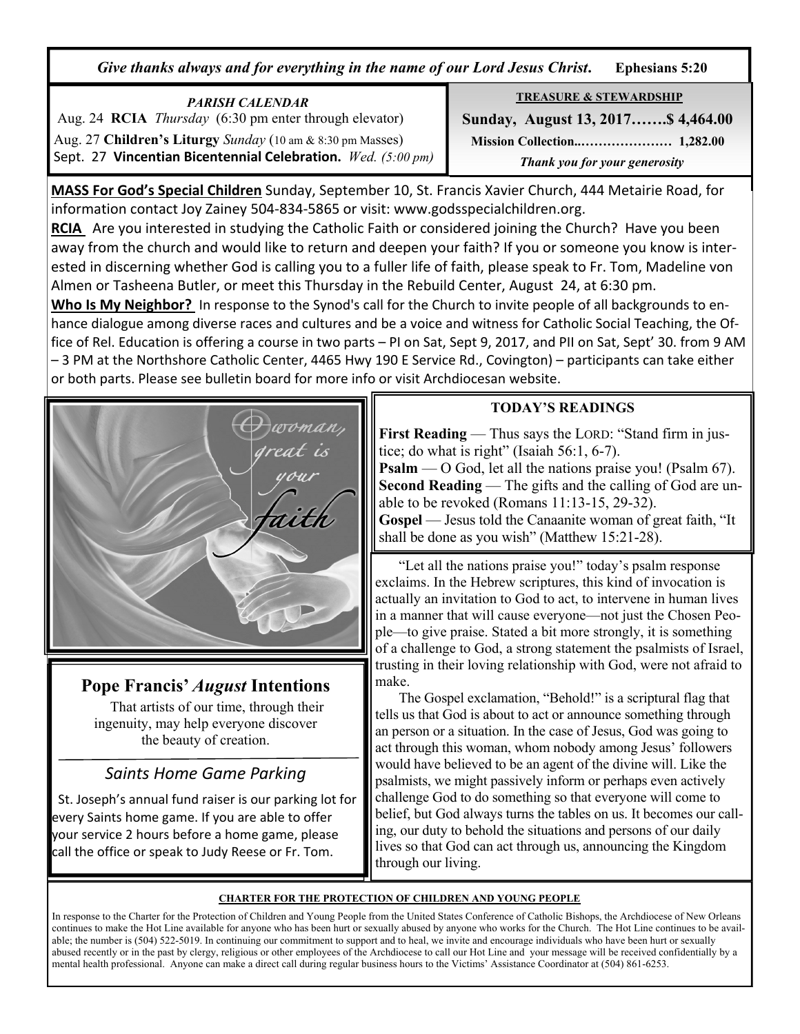*Give thanks always and for everything in the name of our Lord Jesus Christ.* **Ephesians 5:20**

***PARISH CALENDAR***

Aug. 24 **RCIA** *Thursday* (6:30 pm enter through elevator)

Aug. 27 **Children's Liturgy** *Sunday* (10 am & 8:30 pm Masses)

Sept. 27 **Vincentian Bicentennial Celebration.** *Wed. (5:00 pm)*

**TREASURE & STEWARDSHIP**

**Sunday, August 13, 2017…….$ 4,464.00**

**Mission Collection..………………… 1,282.00**

***Thank you for your generosity***

**MASS For God's Special Children** Sunday, September 10, St. Francis Xavier Church, 444 Metairie Road, for information contact Joy Zainey 504-834-5865 or visit: www.godsspecialchildren.org.

**RCIA** Are you interested in studying the Catholic Faith or considered joining the Church? Have you been away from the church and would like to return and deepen your faith? If you or someone you know is interested in discerning whether God is calling you to a fuller life of faith, please speak to Fr. Tom, Madeline von Almen or Tasheena Butler, or meet this Thursday in the Rebuild Center, August 24, at 6:30 pm.

**Who Is My Neighbor?** In response to the Synod's call for the Church to invite people of all backgrounds to enhance dialogue among diverse races and cultures and be a voice and witness for Catholic Social Teaching, the Office of Rel. Education is offering a course in two parts – PI on Sat, Sept 9, 2017, and PII on Sat, Sept' 30. from 9 AM – 3 PM at the Northshore Catholic Center, 4465 Hwy 190 E Service Rd., Covington) – participants can take either or both parts. Please see bulletin board for more info or visit Archdiocesan website.

## Pope Francis' *August* Intentions

That artists of our time, through their ingenuity, may help everyone discover the beauty of creation.

## *Saints Home Game Parking*

St. Joseph's annual fund raiser is our parking lot for every Saints home game. If you are able to offer your service 2 hours before a home game, please call the office or speak to Judy Reese or Fr. Tom.

## TODAY'S READINGS

**First Reading** — Thus says the LORD: "Stand firm in justice; do what is right" (Isaiah 56:1, 6-7).

**Psalm** — O God, let all the nations praise you! (Psalm 67).

**Second Reading** — The gifts and the calling of God are unable to be revoked (Romans 11:13-15, 29-32).

**Gospel** — Jesus told the Canaanite woman of great faith, "It shall be done as you wish" (Matthew 15:21-28).

"Let all the nations praise you!" today's psalm response exclaims. In the Hebrew scriptures, this kind of invocation is actually an invitation to God to act, to intervene in human lives in a manner that will cause everyone—not just the Chosen People—to give praise. Stated a bit more strongly, it is something of a challenge to God, a strong statement the psalmists of Israel, trusting in their loving relationship with God, were not afraid to make.

The Gospel exclamation, "Behold!" is a scriptural flag that tells us that God is about to act or announce something through an person or a situation. In the case of Jesus, God was going to act through this woman, whom nobody among Jesus' followers would have believed to be an agent of the divine will. Like the psalmists, we might passively inform or perhaps even actively challenge God to do something so that everyone will come to belief, but God always turns the tables on us. It becomes our calling, our duty to behold the situations and persons of our daily lives so that God can act through us, announcing the Kingdom through our living.

**CHARTER FOR THE PROTECTION OF CHILDREN AND YOUNG PEOPLE**

In response to the Charter for the Protection of Children and Young People from the United States Conference of Catholic Bishops, the Archdiocese of New Orleans continues to make the Hot Line available for anyone who has been hurt or sexually abused by anyone who works for the Church. The Hot Line continues to be available; the number is (504) 522-5019. In continuing our commitment to support and to heal, we invite and encourage individuals who have been hurt or sexually abused recently or in the past by clergy, religious or other employees of the Archdiocese to call our Hot Line and your message will be received confidentially by a mental health professional. Anyone can make a direct call during regular business hours to the Victims' Assistance Coordinator at (504) 861-6253.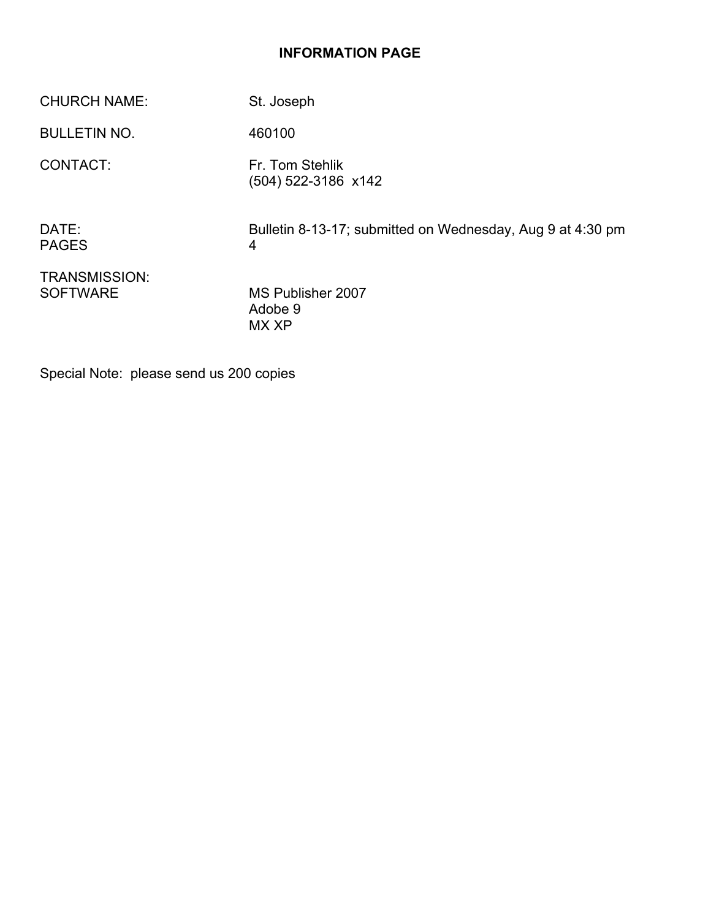# INFORMATION PAGE

| | |
|---|---|
| CHURCH NAME: | St. Joseph |
| BULLETIN NO. | 460100 |
| CONTACT: | Fr. Tom Stehlik<br>(504) 522-3186 x142 |
| DATE: | Bulletin 8-13-17; submitted on Wednesday, Aug 9 at 4:30 pm |
| PAGES | 4 |
| TRANSMISSION: | |
| SOFTWARE | MS Publisher 2007<br>Adobe 9<br>MX XP |

Special Note: please send us 200 copies